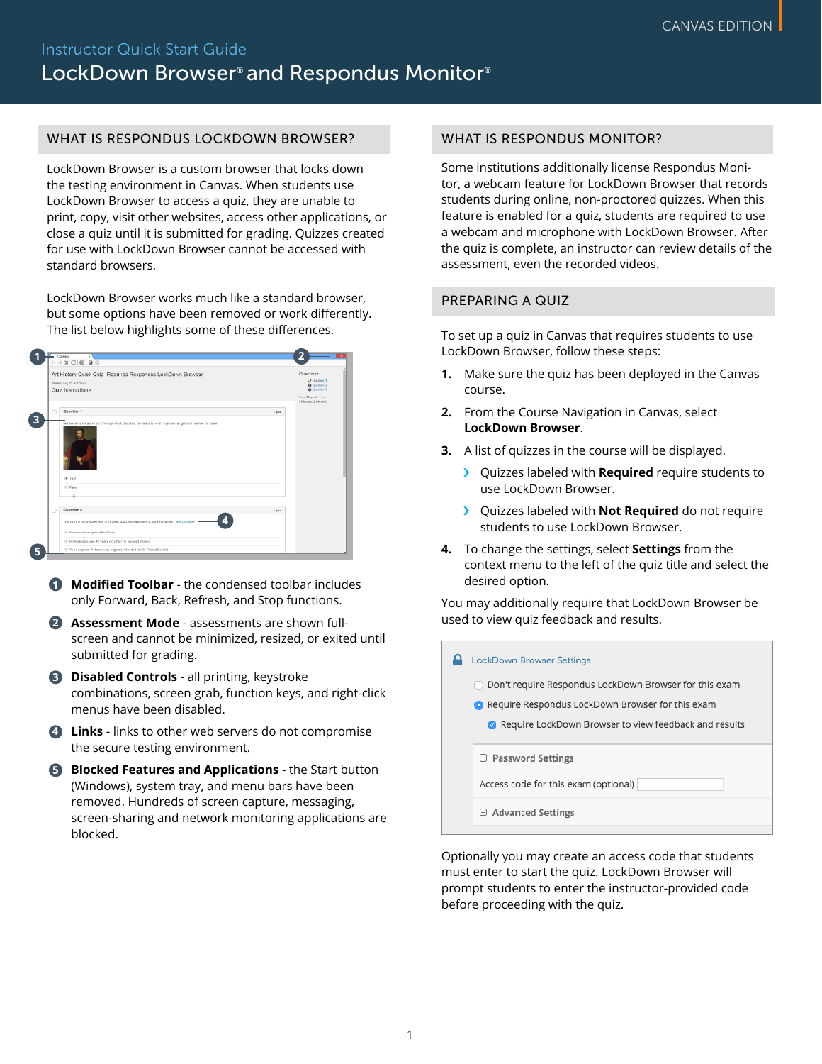CANVAS EDITION

Instructor Quick Start Guide

# LockDown Browser® and Respondus Monitor®

## WHAT IS RESPONDUS LOCKDOWN BROWSER?

LockDown Browser is a custom browser that locks down the testing environment in Canvas. When students use LockDown Browser to access a quiz, they are unable to print, copy, visit other websites, access other applications, or close a quiz until it is submitted for grading. Quizzes created for use with LockDown Browser cannot be accessed with standard browsers.

LockDown Browser works much like a standard browser, but some options have been removed or work differently. The list below highlights some of these differences.

1. **Modified Toolbar** - the condensed toolbar includes only Forward, Back, Refresh, and Stop functions.
2. **Assessment Mode** - assessments are shown full-screen and cannot be minimized, resized, or exited until submitted for grading.
3. **Disabled Controls** - all printing, keystroke combinations, screen grab, function keys, and right-click menus have been disabled.
4. **Links** - links to other web servers do not compromise the secure testing environment.
5. **Blocked Features and Applications** - the Start button (Windows), system tray, and menu bars have been removed. Hundreds of screen capture, messaging, screen-sharing and network monitoring applications are blocked.

## WHAT IS RESPONDUS MONITOR?

Some institutions additionally license Respondus Monitor, a webcam feature for LockDown Browser that records students during online, non-proctored quizzes. When this feature is enabled for a quiz, students are required to use a webcam and microphone with LockDown Browser. After the quiz is complete, an instructor can review details of the assessment, even the recorded videos.

## PREPARING A QUIZ

To set up a quiz in Canvas that requires students to use LockDown Browser, follow these steps:

1. Make sure the quiz has been deployed in the Canvas course.
2. From the Course Navigation in Canvas, select **LockDown Browser**.
3. A list of quizzes in the course will be displayed.
   - Quizzes labeled with **Required** require students to use LockDown Browser.
   - Quizzes labeled with **Not Required** do not require students to use LockDown Browser.
4. To change the settings, select **Settings** from the context menu to the left of the quiz title and select the desired option.

You may additionally require that LockDown Browser be used to view quiz feedback and results.

LockDown Browser Settings

- Don't require Respondus LockDown Browser for this exam
- Require Respondus LockDown Browser for this exam
  - Require LockDown Browser to view feedback and results

Password Settings

Access code for this exam (optional)

Advanced Settings

Optionally you may create an access code that students must enter to start the quiz. LockDown Browser will prompt students to enter the instructor-provided code before proceeding with the quiz.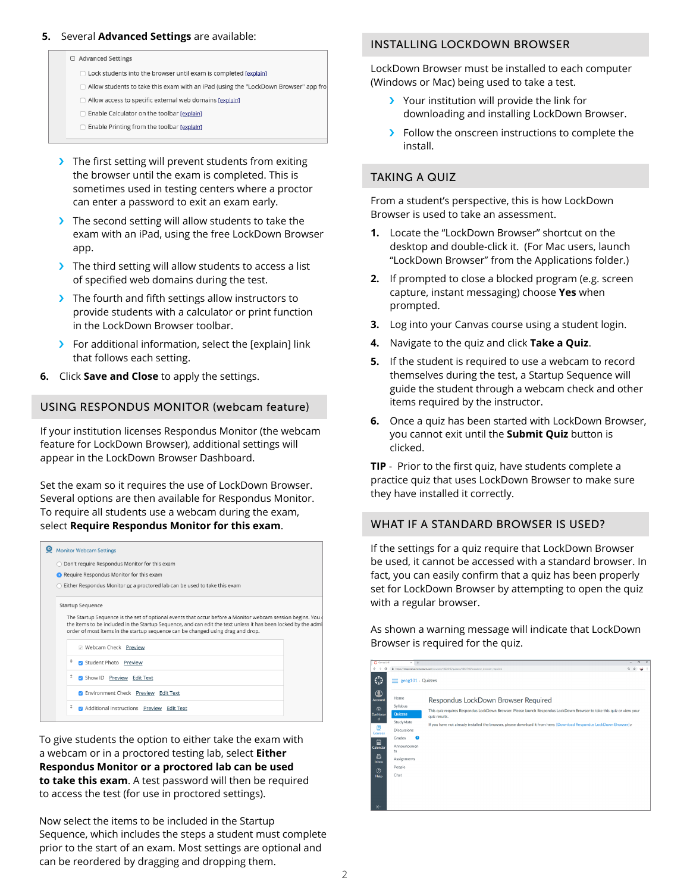5. Several **Advanced Settings** are available:

Advanced Settings

- Lock students into the browser until exam is completed [explain]
- Allow students to take this exam with an iPad (using the "LockDown Browser" app fro
- Allow access to specific external web domains [explain]
- Enable Calculator on the toolbar [explain]
- Enable Printing from the toolbar [explain]

- The first setting will prevent students from exiting the browser until the exam is completed. This is sometimes used in testing centers where a proctor can enter a password to exit an exam early.
- The second setting will allow students to take the exam with an iPad, using the free LockDown Browser app.
- The third setting will allow students to access a list of specified web domains during the test.
- The fourth and fifth settings allow instructors to provide students with a calculator or print function in the LockDown Browser toolbar.
- For additional information, select the [explain] link that follows each setting.

6. Click **Save and Close** to apply the settings.

## USING RESPONDUS MONITOR (webcam feature)

If your institution licenses Respondus Monitor (the webcam feature for LockDown Browser), additional settings will appear in the LockDown Browser Dashboard.

Set the exam so it requires the use of LockDown Browser. Several options are then available for Respondus Monitor. To require all students use a webcam during the exam, select **Require Respondus Monitor for this exam**.

Monitor Webcam Settings

- Don't require Respondus Monitor for this exam
- Require Respondus Monitor for this exam
- Either Respondus Monitor or a proctored lab can be used to take this exam

Startup Sequence

The Startup Sequence is the set of optional events that occur before a Monitor webcam session begins. You c the items to be included in the Startup Sequence, and can edit the text unless it has been locked by the admi order of most items in the startup sequence can be changed using drag and drop.

- Webcam Check Preview
- Student Photo Preview
- Show ID Preview Edit Text
- Environment Check Preview Edit Text
- Additional Instructions Preview Edit Text

To give students the option to either take the exam with a webcam or in a proctored testing lab, select **Either Respondus Monitor or a proctored lab can be used to take this exam**. A test password will then be required to access the test (for use in proctored settings).

Now select the items to be included in the Startup Sequence, which includes the steps a student must complete prior to the start of an exam. Most settings are optional and can be reordered by dragging and dropping them.

## INSTALLING LOCKDOWN BROWSER

LockDown Browser must be installed to each computer (Windows or Mac) being used to take a test.

- Your institution will provide the link for downloading and installing LockDown Browser.
- Follow the onscreen instructions to complete the install.

## TAKING A QUIZ

From a student's perspective, this is how LockDown Browser is used to take an assessment.

1. Locate the "LockDown Browser" shortcut on the desktop and double-click it. (For Mac users, launch "LockDown Browser" from the Applications folder.)
2. If prompted to close a blocked program (e.g. screen capture, instant messaging) choose **Yes** when prompted.
3. Log into your Canvas course using a student login.
4. Navigate to the quiz and click **Take a Quiz**.
5. If the student is required to use a webcam to record themselves during the test, a Startup Sequence will guide the student through a webcam check and other items required by the instructor.
6. Once a quiz has been started with LockDown Browser, you cannot exit until the **Submit Quiz** button is clicked.

**TIP** - Prior to the first quiz, have students complete a practice quiz that uses LockDown Browser to make sure they have installed it correctly.

## WHAT IF A STANDARD BROWSER IS USED?

If the settings for a quiz require that LockDown Browser be used, it cannot be accessed with a standard browser. In fact, you can easily confirm that a quiz has been properly set for LockDown Browser by attempting to open the quiz with a regular browser.

As shown a warning message will indicate that LockDown Browser is required for the quiz.

Respondus LockDown Browser Required

This quiz requires Respondus LockDown Browser. Please launch Respondus LockDown Browser to take this quiz or view your quiz results.

If you have not already installed the browser, please download it from here: [Download Respondus LockDown Browser]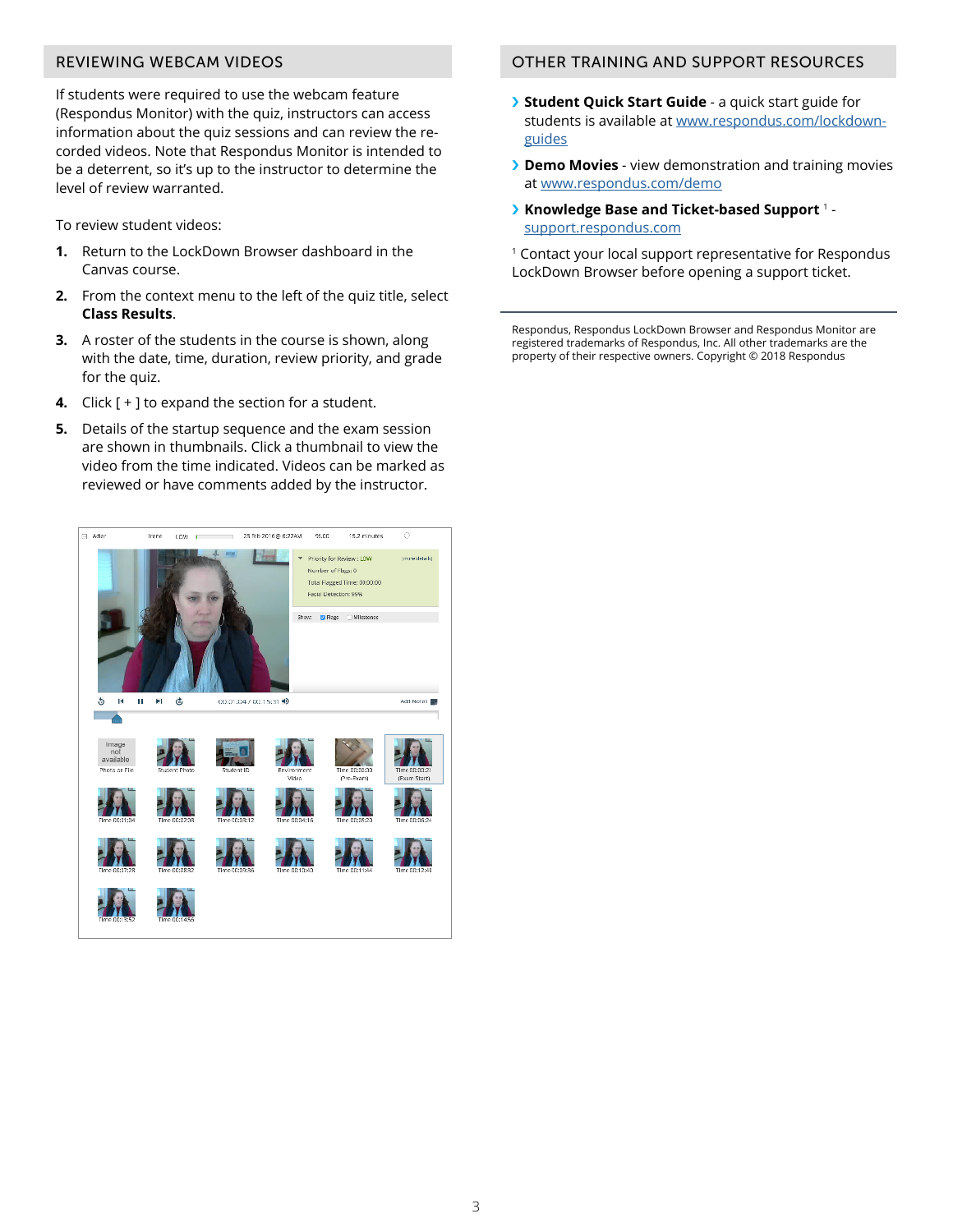## REVIEWING WEBCAM VIDEOS

If students were required to use the webcam feature (Respondus Monitor) with the quiz, instructors can access information about the quiz sessions and can review the recorded videos. Note that Respondus Monitor is intended to be a deterrent, so it's up to the instructor to determine the level of review warranted.

To review student videos:

1. Return to the LockDown Browser dashboard in the Canvas course.
2. From the context menu to the left of the quiz title, select **Class Results**.
3. A roster of the students in the course is shown, along with the date, time, duration, review priority, and grade for the quiz.
4. Click [ + ] to expand the section for a student.
5. Details of the startup sequence and the exam session are shown in thumbnails. Click a thumbnail to view the video from the time indicated. Videos can be marked as reviewed or have comments added by the instructor.

## OTHER TRAINING AND SUPPORT RESOURCES

- **Student Quick Start Guide** - a quick start guide for students is available at www.respondus.com/lockdown-guides
- **Demo Movies** - view demonstration and training movies at www.respondus.com/demo
- **Knowledge Base and Ticket-based Support** [1] - support.respondus.com

[1] Contact your local support representative for Respondus LockDown Browser before opening a support ticket.

---

Respondus, Respondus LockDown Browser and Respondus Monitor are registered trademarks of Respondus, Inc. All other trademarks are the property of their respective owners. Copyright © 2018 Respondus